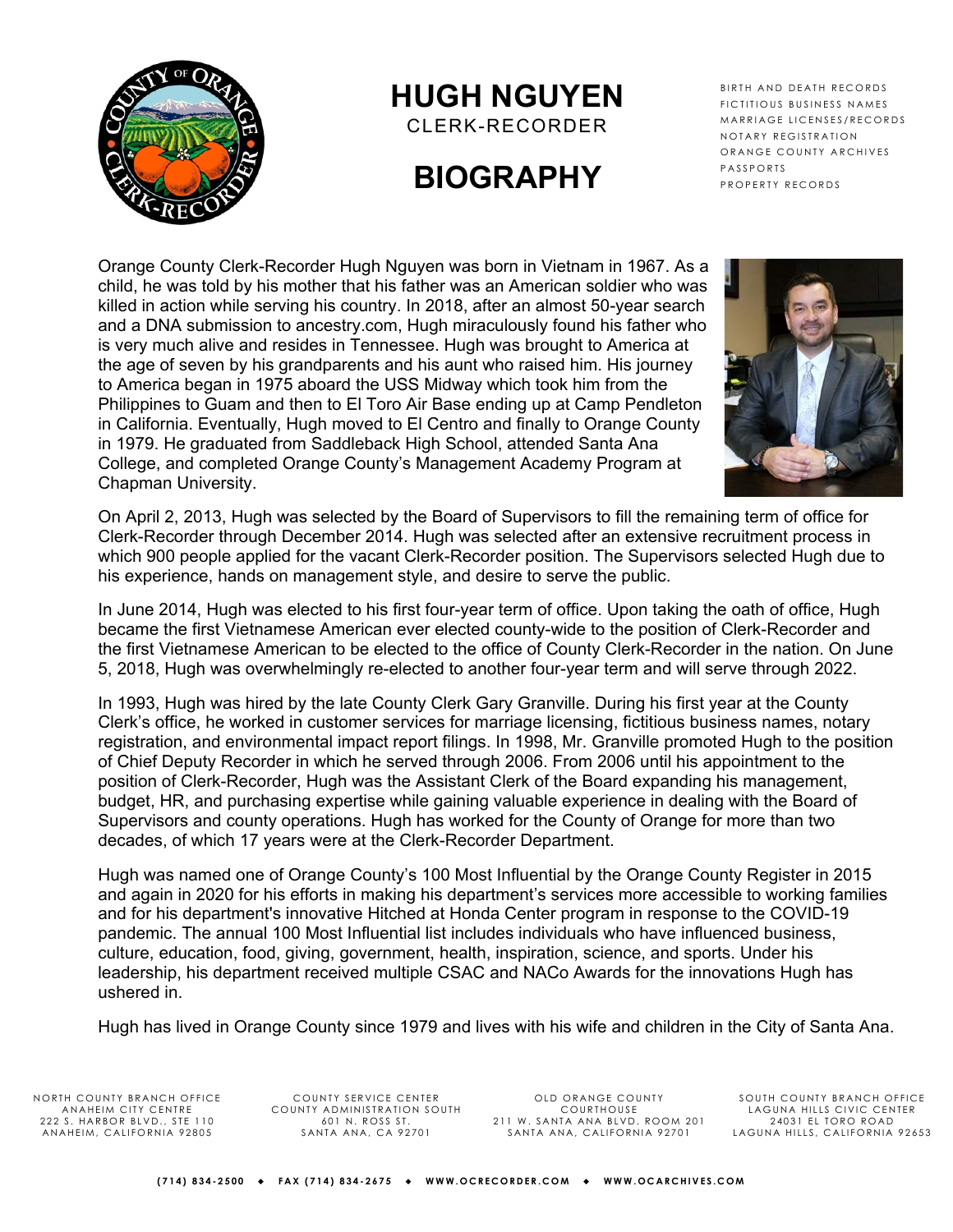# HUGH NGUYEN

CLERK-RECORDER

# BIOGRAPHY

BIRTH AND DEATH RECORDS
FICTITIOUS BUSINESS NAMES
MARRIAGE LICENSES/RECORDS
NOTARY REGISTRATION
ORANGE COUNTY ARCHIVES
PASSPORTS
PROPERTY RECORDS

Orange County Clerk-Recorder Hugh Nguyen was born in Vietnam in 1967. As a child, he was told by his mother that his father was an American soldier who was killed in action while serving his country. In 2018, after an almost 50-year search and a DNA submission to ancestry.com, Hugh miraculously found his father who is very much alive and resides in Tennessee. Hugh was brought to America at the age of seven by his grandparents and his aunt who raised him. His journey to America began in 1975 aboard the USS Midway which took him from the Philippines to Guam and then to El Toro Air Base ending up at Camp Pendleton in California. Eventually, Hugh moved to El Centro and finally to Orange County in 1979. He graduated from Saddleback High School, attended Santa Ana College, and completed Orange County's Management Academy Program at Chapman University.

On April 2, 2013, Hugh was selected by the Board of Supervisors to fill the remaining term of office for Clerk-Recorder through December 2014. Hugh was selected after an extensive recruitment process in which 900 people applied for the vacant Clerk-Recorder position. The Supervisors selected Hugh due to his experience, hands on management style, and desire to serve the public.

In June 2014, Hugh was elected to his first four-year term of office. Upon taking the oath of office, Hugh became the first Vietnamese American ever elected county-wide to the position of Clerk-Recorder and the first Vietnamese American to be elected to the office of County Clerk-Recorder in the nation. On June 5, 2018, Hugh was overwhelmingly re-elected to another four-year term and will serve through 2022.

In 1993, Hugh was hired by the late County Clerk Gary Granville. During his first year at the County Clerk's office, he worked in customer services for marriage licensing, fictitious business names, notary registration, and environmental impact report filings. In 1998, Mr. Granville promoted Hugh to the position of Chief Deputy Recorder in which he served through 2006. From 2006 until his appointment to the position of Clerk-Recorder, Hugh was the Assistant Clerk of the Board expanding his management, budget, HR, and purchasing expertise while gaining valuable experience in dealing with the Board of Supervisors and county operations. Hugh has worked for the County of Orange for more than two decades, of which 17 years were at the Clerk-Recorder Department.

Hugh was named one of Orange County's 100 Most Influential by the Orange County Register in 2015 and again in 2020 for his efforts in making his department's services more accessible to working families and for his department's innovative Hitched at Honda Center program in response to the COVID-19 pandemic. The annual 100 Most Influential list includes individuals who have influenced business, culture, education, food, giving, government, health, inspiration, science, and sports. Under his leadership, his department received multiple CSAC and NACo Awards for the innovations Hugh has ushered in.

Hugh has lived in Orange County since 1979 and lives with his wife and children in the City of Santa Ana.

NORTH COUNTY BRANCH OFFICE
ANAHEIM CITY CENTRE
222 S. HARBOR BLVD., STE 110
ANAHEIM, CALIFORNIA 92805

COUNTY SERVICE CENTER
COUNTY ADMINISTRATION SOUTH
601 N. ROSS ST.
SANTA ANA, CA 92701

OLD ORANGE COUNTY
COURTHOUSE
211 W. SANTA ANA BLVD. ROOM 201
SANTA ANA, CALIFORNIA 92701

SOUTH COUNTY BRANCH OFFICE
LAGUNA HILLS CIVIC CENTER
24031 EL TORO ROAD
LAGUNA HILLS, CALIFORNIA 92653

(714) 834-2500 ◆ FAX (714) 834-2675 ◆ WWW.OCRECORDER.COM ◆ WWW.OCARCHIVES.COM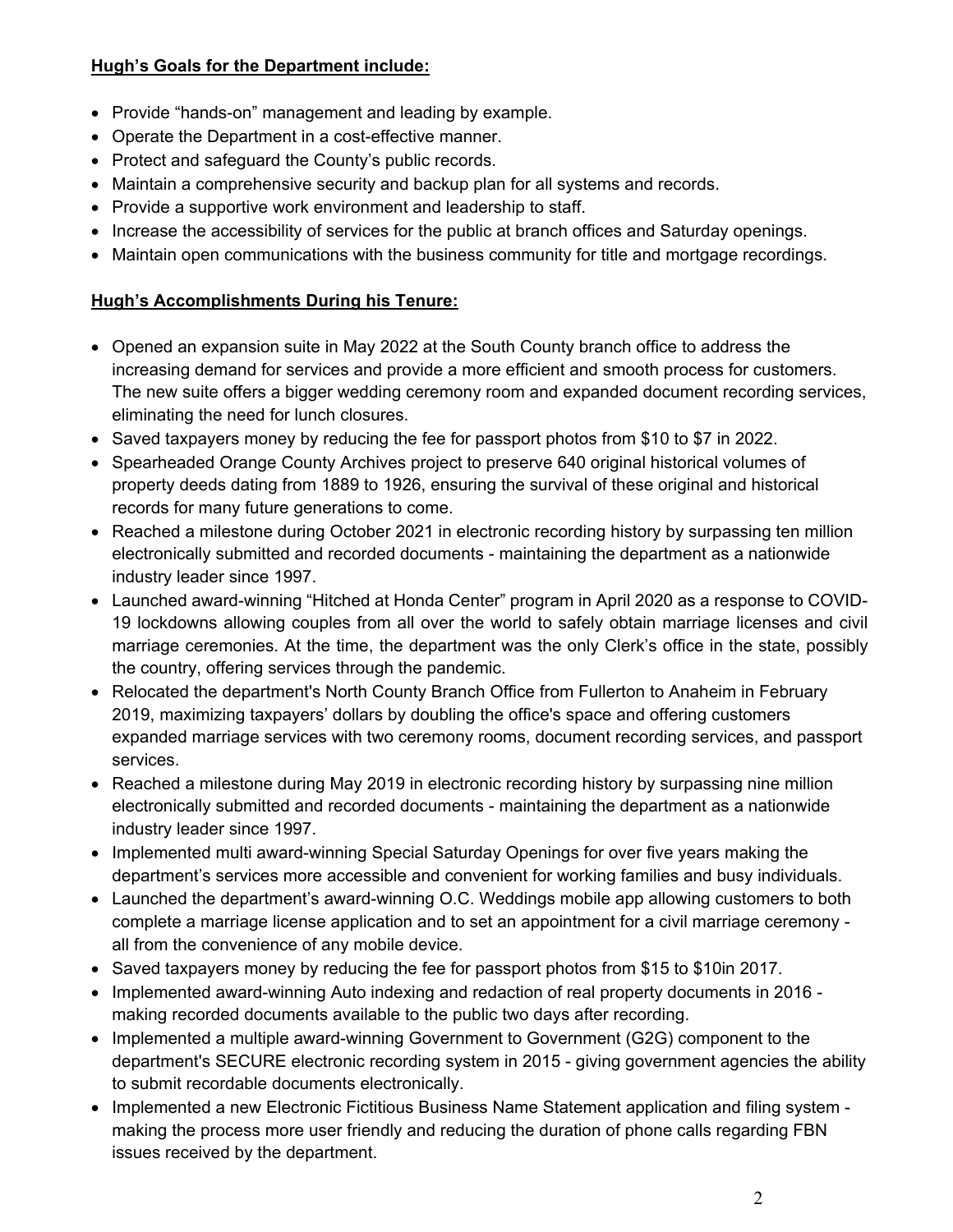**Hugh's Goals for the Department include:**

- Provide "hands-on" management and leading by example.
- Operate the Department in a cost-effective manner.
- Protect and safeguard the County's public records.
- Maintain a comprehensive security and backup plan for all systems and records.
- Provide a supportive work environment and leadership to staff.
- Increase the accessibility of services for the public at branch offices and Saturday openings.
- Maintain open communications with the business community for title and mortgage recordings.

**Hugh's Accomplishments During his Tenure:**

- Opened an expansion suite in May 2022 at the South County branch office to address the increasing demand for services and provide a more efficient and smooth process for customers. The new suite offers a bigger wedding ceremony room and expanded document recording services, eliminating the need for lunch closures.
- Saved taxpayers money by reducing the fee for passport photos from $10 to $7 in 2022.
- Spearheaded Orange County Archives project to preserve 640 original historical volumes of property deeds dating from 1889 to 1926, ensuring the survival of these original and historical records for many future generations to come.
- Reached a milestone during October 2021 in electronic recording history by surpassing ten million electronically submitted and recorded documents - maintaining the department as a nationwide industry leader since 1997.
- Launched award-winning "Hitched at Honda Center" program in April 2020 as a response to COVID-19 lockdowns allowing couples from all over the world to safely obtain marriage licenses and civil marriage ceremonies. At the time, the department was the only Clerk's office in the state, possibly the country, offering services through the pandemic.
- Relocated the department's North County Branch Office from Fullerton to Anaheim in February 2019, maximizing taxpayers' dollars by doubling the office's space and offering customers expanded marriage services with two ceremony rooms, document recording services, and passport services.
- Reached a milestone during May 2019 in electronic recording history by surpassing nine million electronically submitted and recorded documents - maintaining the department as a nationwide industry leader since 1997.
- Implemented multi award-winning Special Saturday Openings for over five years making the department's services more accessible and convenient for working families and busy individuals.
- Launched the department's award-winning O.C. Weddings mobile app allowing customers to both complete a marriage license application and to set an appointment for a civil marriage ceremony - all from the convenience of any mobile device.
- Saved taxpayers money by reducing the fee for passport photos from $15 to $10in 2017.
- Implemented award-winning Auto indexing and redaction of real property documents in 2016 - making recorded documents available to the public two days after recording.
- Implemented a multiple award-winning Government to Government (G2G) component to the department's SECURE electronic recording system in 2015 - giving government agencies the ability to submit recordable documents electronically.
- Implemented a new Electronic Fictitious Business Name Statement application and filing system - making the process more user friendly and reducing the duration of phone calls regarding FBN issues received by the department.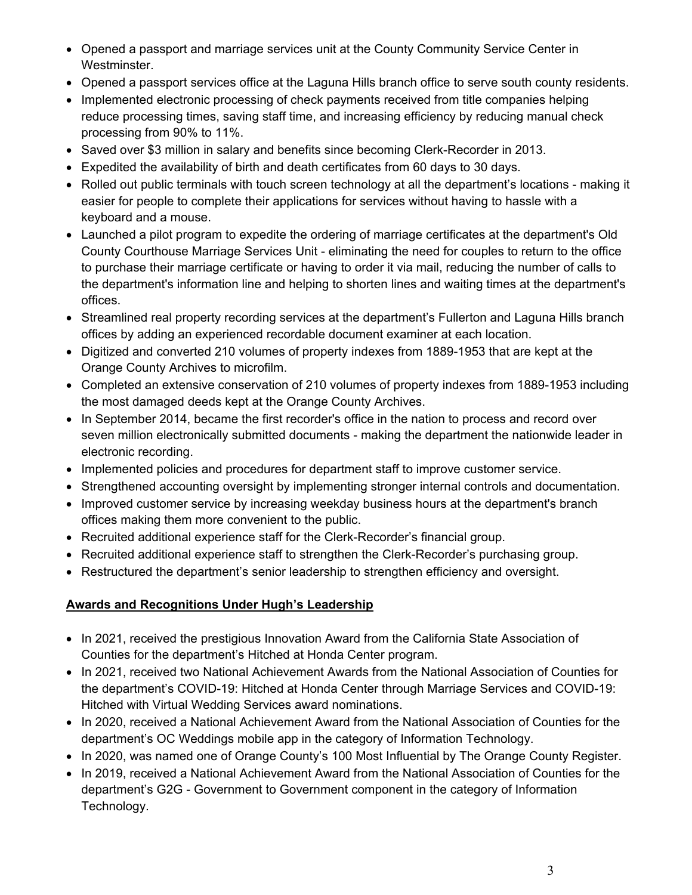- Opened a passport and marriage services unit at the County Community Service Center in Westminster.
- Opened a passport services office at the Laguna Hills branch office to serve south county residents.
- Implemented electronic processing of check payments received from title companies helping reduce processing times, saving staff time, and increasing efficiency by reducing manual check processing from 90% to 11%.
- Saved over $3 million in salary and benefits since becoming Clerk-Recorder in 2013.
- Expedited the availability of birth and death certificates from 60 days to 30 days.
- Rolled out public terminals with touch screen technology at all the department's locations - making it easier for people to complete their applications for services without having to hassle with a keyboard and a mouse.
- Launched a pilot program to expedite the ordering of marriage certificates at the department's Old County Courthouse Marriage Services Unit - eliminating the need for couples to return to the office to purchase their marriage certificate or having to order it via mail, reducing the number of calls to the department's information line and helping to shorten lines and waiting times at the department's offices.
- Streamlined real property recording services at the department's Fullerton and Laguna Hills branch offices by adding an experienced recordable document examiner at each location.
- Digitized and converted 210 volumes of property indexes from 1889-1953 that are kept at the Orange County Archives to microfilm.
- Completed an extensive conservation of 210 volumes of property indexes from 1889-1953 including the most damaged deeds kept at the Orange County Archives.
- In September 2014, became the first recorder's office in the nation to process and record over seven million electronically submitted documents - making the department the nationwide leader in electronic recording.
- Implemented policies and procedures for department staff to improve customer service.
- Strengthened accounting oversight by implementing stronger internal controls and documentation.
- Improved customer service by increasing weekday business hours at the department's branch offices making them more convenient to the public.
- Recruited additional experience staff for the Clerk-Recorder's financial group.
- Recruited additional experience staff to strengthen the Clerk-Recorder's purchasing group.
- Restructured the department's senior leadership to strengthen efficiency and oversight.

**Awards and Recognitions Under Hugh's Leadership**

- In 2021, received the prestigious Innovation Award from the California State Association of Counties for the department's Hitched at Honda Center program.
- In 2021, received two National Achievement Awards from the National Association of Counties for the department's COVID-19: Hitched at Honda Center through Marriage Services and COVID-19: Hitched with Virtual Wedding Services award nominations.
- In 2020, received a National Achievement Award from the National Association of Counties for the department's OC Weddings mobile app in the category of Information Technology.
- In 2020, was named one of Orange County's 100 Most Influential by The Orange County Register.
- In 2019, received a National Achievement Award from the National Association of Counties for the department's G2G - Government to Government component in the category of Information Technology.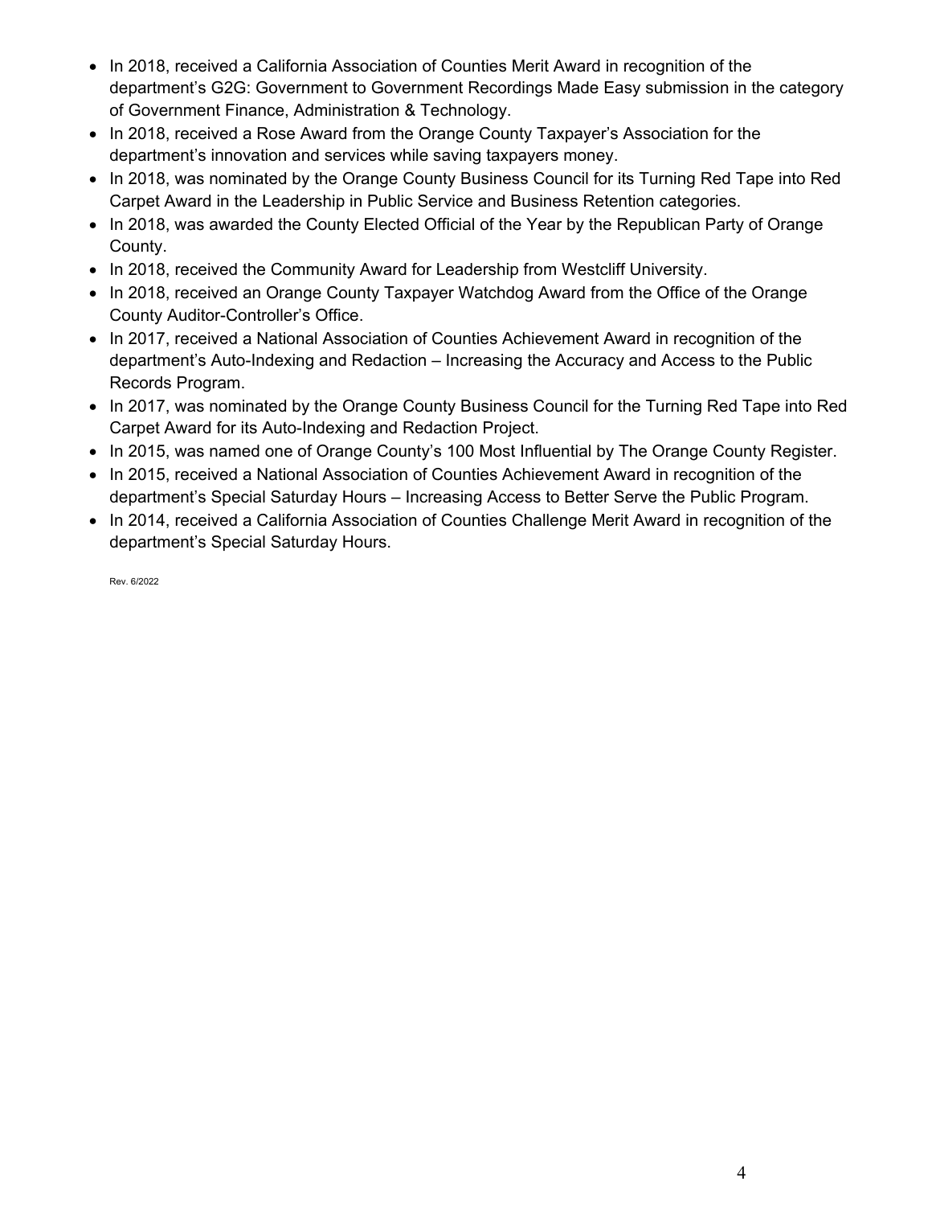- In 2018, received a California Association of Counties Merit Award in recognition of the department's G2G: Government to Government Recordings Made Easy submission in the category of Government Finance, Administration & Technology.
- In 2018, received a Rose Award from the Orange County Taxpayer's Association for the department's innovation and services while saving taxpayers money.
- In 2018, was nominated by the Orange County Business Council for its Turning Red Tape into Red Carpet Award in the Leadership in Public Service and Business Retention categories.
- In 2018, was awarded the County Elected Official of the Year by the Republican Party of Orange County.
- In 2018, received the Community Award for Leadership from Westcliff University.
- In 2018, received an Orange County Taxpayer Watchdog Award from the Office of the Orange County Auditor-Controller's Office.
- In 2017, received a National Association of Counties Achievement Award in recognition of the department's Auto-Indexing and Redaction – Increasing the Accuracy and Access to the Public Records Program.
- In 2017, was nominated by the Orange County Business Council for the Turning Red Tape into Red Carpet Award for its Auto-Indexing and Redaction Project.
- In 2015, was named one of Orange County's 100 Most Influential by The Orange County Register.
- In 2015, received a National Association of Counties Achievement Award in recognition of the department's Special Saturday Hours – Increasing Access to Better Serve the Public Program.
- In 2014, received a California Association of Counties Challenge Merit Award in recognition of the department's Special Saturday Hours.

Rev. 6/2022